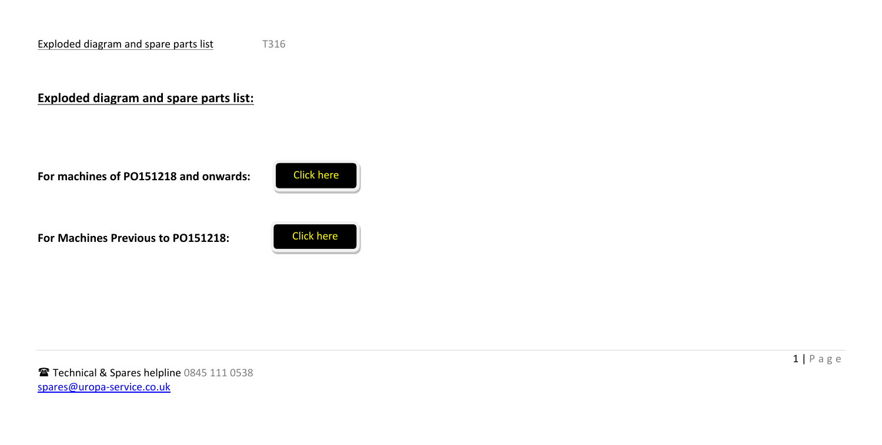## Exploded diagram and spare parts list:

**For machines of PO151218 and onwards:** Click here

**For Machines Previous to PO151218:** Click here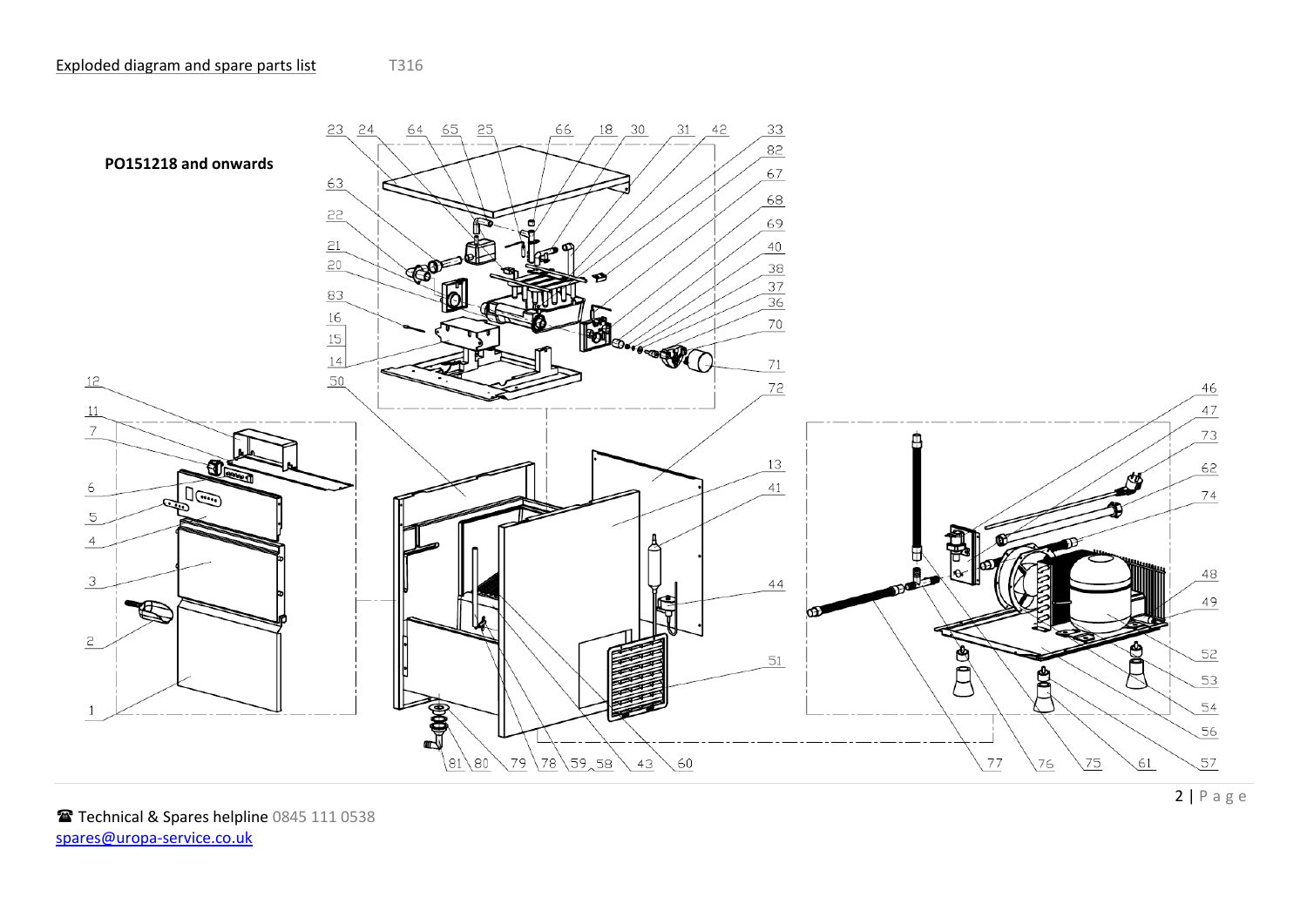Exploded diagram and spare parts list T316

**PO151218 and onwards**

☎ Technical & Spares helpline 0845 111 0538
spares@uropa-service.co.uk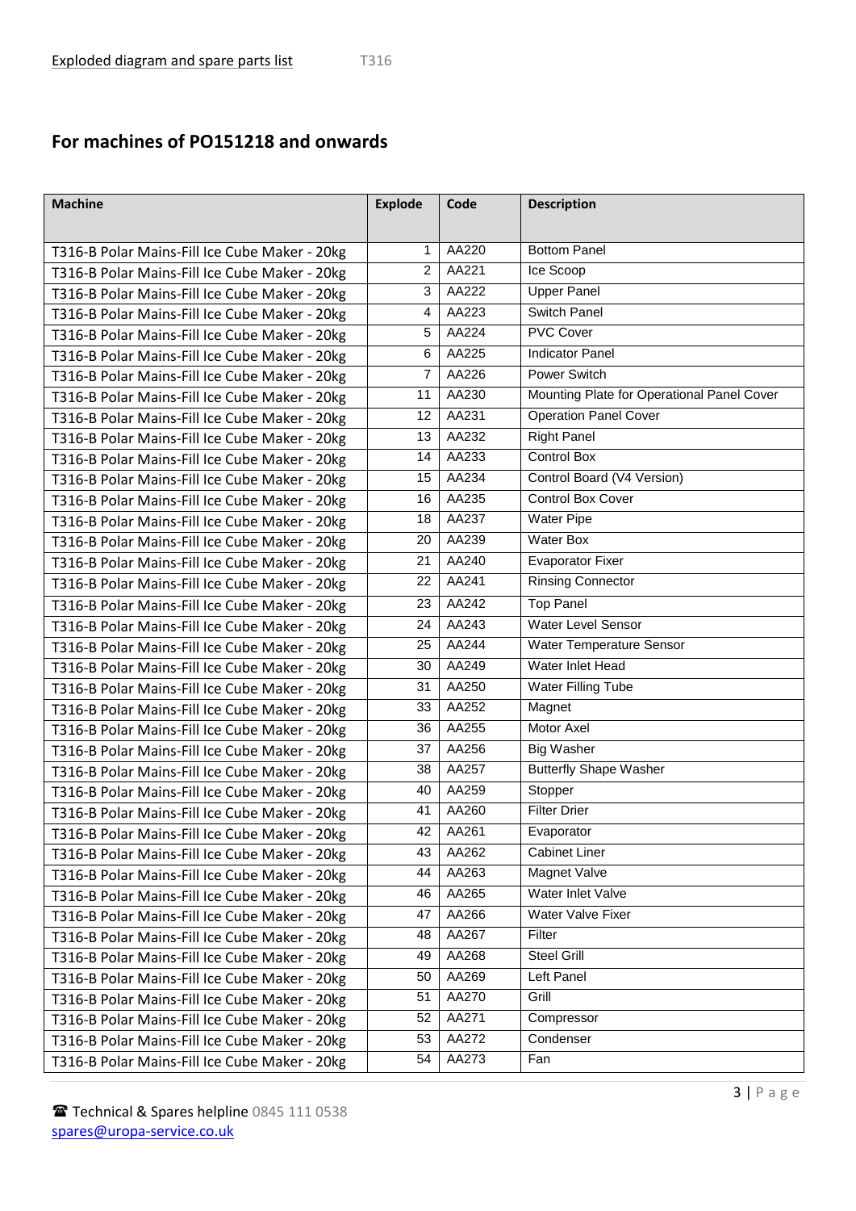## For machines of PO151218 and onwards

| Machine | Explode | Code | Description |
|---|---|---|---|
| T316-B Polar Mains-Fill Ice Cube Maker - 20kg | 1 | AA220 | Bottom Panel |
| T316-B Polar Mains-Fill Ice Cube Maker - 20kg | 2 | AA221 | Ice Scoop |
| T316-B Polar Mains-Fill Ice Cube Maker - 20kg | 3 | AA222 | Upper Panel |
| T316-B Polar Mains-Fill Ice Cube Maker - 20kg | 4 | AA223 | Switch Panel |
| T316-B Polar Mains-Fill Ice Cube Maker - 20kg | 5 | AA224 | PVC Cover |
| T316-B Polar Mains-Fill Ice Cube Maker - 20kg | 6 | AA225 | Indicator Panel |
| T316-B Polar Mains-Fill Ice Cube Maker - 20kg | 7 | AA226 | Power Switch |
| T316-B Polar Mains-Fill Ice Cube Maker - 20kg | 11 | AA230 | Mounting Plate for Operational Panel Cover |
| T316-B Polar Mains-Fill Ice Cube Maker - 20kg | 12 | AA231 | Operation Panel Cover |
| T316-B Polar Mains-Fill Ice Cube Maker - 20kg | 13 | AA232 | Right Panel |
| T316-B Polar Mains-Fill Ice Cube Maker - 20kg | 14 | AA233 | Control Box |
| T316-B Polar Mains-Fill Ice Cube Maker - 20kg | 15 | AA234 | Control Board (V4 Version) |
| T316-B Polar Mains-Fill Ice Cube Maker - 20kg | 16 | AA235 | Control Box Cover |
| T316-B Polar Mains-Fill Ice Cube Maker - 20kg | 18 | AA237 | Water Pipe |
| T316-B Polar Mains-Fill Ice Cube Maker - 20kg | 20 | AA239 | Water Box |
| T316-B Polar Mains-Fill Ice Cube Maker - 20kg | 21 | AA240 | Evaporator Fixer |
| T316-B Polar Mains-Fill Ice Cube Maker - 20kg | 22 | AA241 | Rinsing Connector |
| T316-B Polar Mains-Fill Ice Cube Maker - 20kg | 23 | AA242 | Top Panel |
| T316-B Polar Mains-Fill Ice Cube Maker - 20kg | 24 | AA243 | Water Level Sensor |
| T316-B Polar Mains-Fill Ice Cube Maker - 20kg | 25 | AA244 | Water Temperature Sensor |
| T316-B Polar Mains-Fill Ice Cube Maker - 20kg | 30 | AA249 | Water Inlet Head |
| T316-B Polar Mains-Fill Ice Cube Maker - 20kg | 31 | AA250 | Water Filling Tube |
| T316-B Polar Mains-Fill Ice Cube Maker - 20kg | 33 | AA252 | Magnet |
| T316-B Polar Mains-Fill Ice Cube Maker - 20kg | 36 | AA255 | Motor Axel |
| T316-B Polar Mains-Fill Ice Cube Maker - 20kg | 37 | AA256 | Big Washer |
| T316-B Polar Mains-Fill Ice Cube Maker - 20kg | 38 | AA257 | Butterfly Shape Washer |
| T316-B Polar Mains-Fill Ice Cube Maker - 20kg | 40 | AA259 | Stopper |
| T316-B Polar Mains-Fill Ice Cube Maker - 20kg | 41 | AA260 | Filter Drier |
| T316-B Polar Mains-Fill Ice Cube Maker - 20kg | 42 | AA261 | Evaporator |
| T316-B Polar Mains-Fill Ice Cube Maker - 20kg | 43 | AA262 | Cabinet Liner |
| T316-B Polar Mains-Fill Ice Cube Maker - 20kg | 44 | AA263 | Magnet Valve |
| T316-B Polar Mains-Fill Ice Cube Maker - 20kg | 46 | AA265 | Water Inlet Valve |
| T316-B Polar Mains-Fill Ice Cube Maker - 20kg | 47 | AA266 | Water Valve Fixer |
| T316-B Polar Mains-Fill Ice Cube Maker - 20kg | 48 | AA267 | Filter |
| T316-B Polar Mains-Fill Ice Cube Maker - 20kg | 49 | AA268 | Steel Grill |
| T316-B Polar Mains-Fill Ice Cube Maker - 20kg | 50 | AA269 | Left Panel |
| T316-B Polar Mains-Fill Ice Cube Maker - 20kg | 51 | AA270 | Grill |
| T316-B Polar Mains-Fill Ice Cube Maker - 20kg | 52 | AA271 | Compressor |
| T316-B Polar Mains-Fill Ice Cube Maker - 20kg | 53 | AA272 | Condenser |
| T316-B Polar Mains-Fill Ice Cube Maker - 20kg | 54 | AA273 | Fan |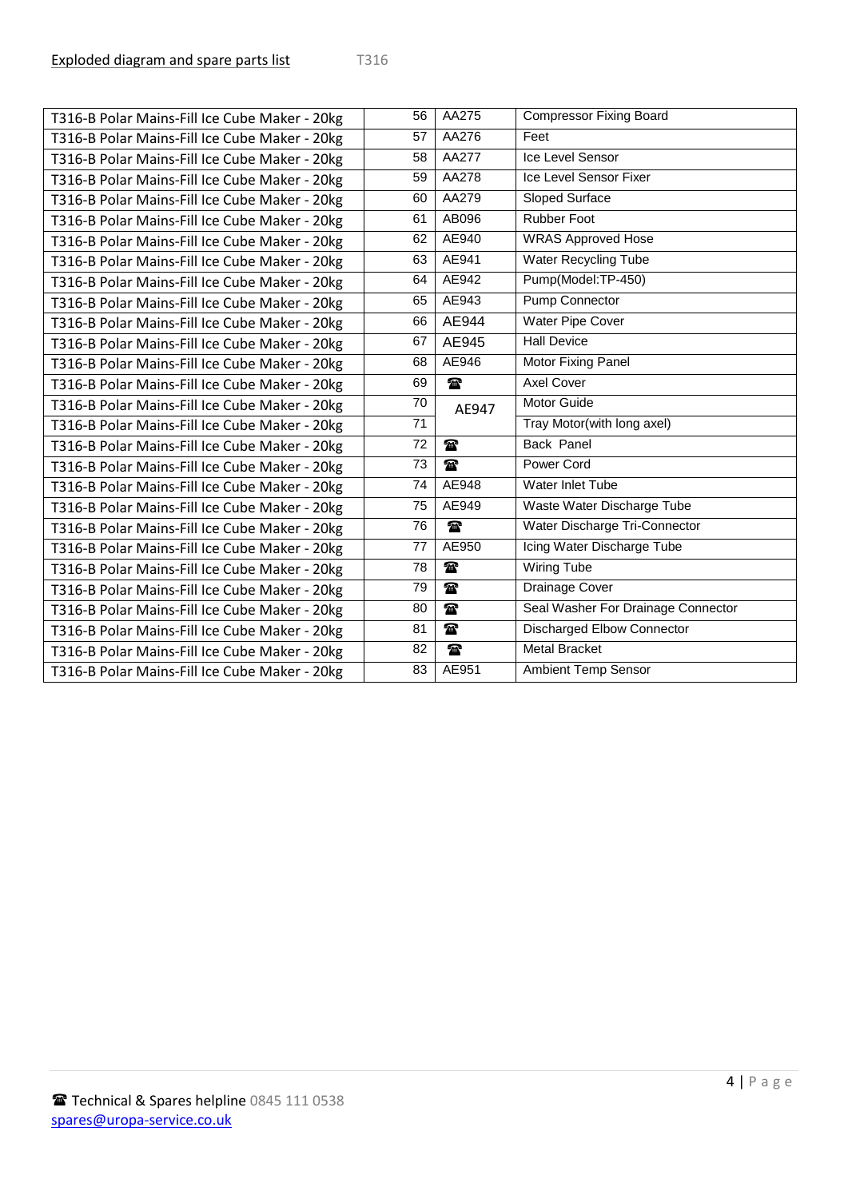Exploded diagram and spare parts list T316

| | | | |
|---|---|---|---|
| T316-B Polar Mains-Fill Ice Cube Maker - 20kg | 56 | AA275 | Compressor Fixing Board |
| T316-B Polar Mains-Fill Ice Cube Maker - 20kg | 57 | AA276 | Feet |
| T316-B Polar Mains-Fill Ice Cube Maker - 20kg | 58 | AA277 | Ice Level Sensor |
| T316-B Polar Mains-Fill Ice Cube Maker - 20kg | 59 | AA278 | Ice Level Sensor Fixer |
| T316-B Polar Mains-Fill Ice Cube Maker - 20kg | 60 | AA279 | Sloped Surface |
| T316-B Polar Mains-Fill Ice Cube Maker - 20kg | 61 | AB096 | Rubber Foot |
| T316-B Polar Mains-Fill Ice Cube Maker - 20kg | 62 | AE940 | WRAS Approved Hose |
| T316-B Polar Mains-Fill Ice Cube Maker - 20kg | 63 | AE941 | Water Recycling Tube |
| T316-B Polar Mains-Fill Ice Cube Maker - 20kg | 64 | AE942 | Pump(Model:TP-450) |
| T316-B Polar Mains-Fill Ice Cube Maker - 20kg | 65 | AE943 | Pump Connector |
| T316-B Polar Mains-Fill Ice Cube Maker - 20kg | 66 | AE944 | Water Pipe Cover |
| T316-B Polar Mains-Fill Ice Cube Maker - 20kg | 67 | AE945 | Hall Device |
| T316-B Polar Mains-Fill Ice Cube Maker - 20kg | 68 | AE946 | Motor Fixing Panel |
| T316-B Polar Mains-Fill Ice Cube Maker - 20kg | 69 | ☎ | Axel Cover |
| T316-B Polar Mains-Fill Ice Cube Maker - 20kg | 70 | AE947 | Motor Guide |
| T316-B Polar Mains-Fill Ice Cube Maker - 20kg | 71 | | Tray Motor(with long axel) |
| T316-B Polar Mains-Fill Ice Cube Maker - 20kg | 72 | ☎ | Back Panel |
| T316-B Polar Mains-Fill Ice Cube Maker - 20kg | 73 | ☎ | Power Cord |
| T316-B Polar Mains-Fill Ice Cube Maker - 20kg | 74 | AE948 | Water Inlet Tube |
| T316-B Polar Mains-Fill Ice Cube Maker - 20kg | 75 | AE949 | Waste Water Discharge Tube |
| T316-B Polar Mains-Fill Ice Cube Maker - 20kg | 76 | ☎ | Water Discharge Tri-Connector |
| T316-B Polar Mains-Fill Ice Cube Maker - 20kg | 77 | AE950 | Icing Water Discharge Tube |
| T316-B Polar Mains-Fill Ice Cube Maker - 20kg | 78 | ☎ | Wiring Tube |
| T316-B Polar Mains-Fill Ice Cube Maker - 20kg | 79 | ☎ | Drainage Cover |
| T316-B Polar Mains-Fill Ice Cube Maker - 20kg | 80 | ☎ | Seal Washer For Drainage Connector |
| T316-B Polar Mains-Fill Ice Cube Maker - 20kg | 81 | ☎ | Discharged Elbow Connector |
| T316-B Polar Mains-Fill Ice Cube Maker - 20kg | 82 | ☎ | Metal Bracket |
| T316-B Polar Mains-Fill Ice Cube Maker - 20kg | 83 | AE951 | Ambient Temp Sensor |

☎ Technical & Spares helpline 0845 111 0538
spares@uropa-service.co.uk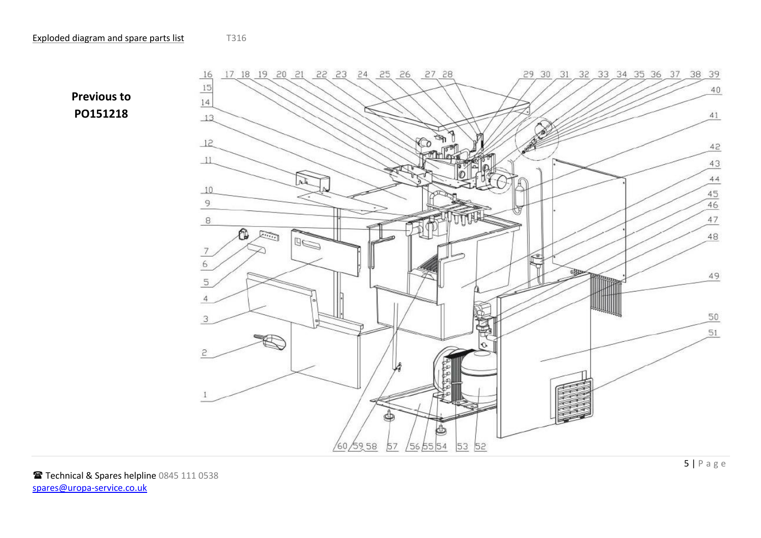Exploded diagram and spare parts list T316

**Previous to PO151218**

☎ Technical & Spares helpline 0845 111 0538
spares@uropa-service.co.uk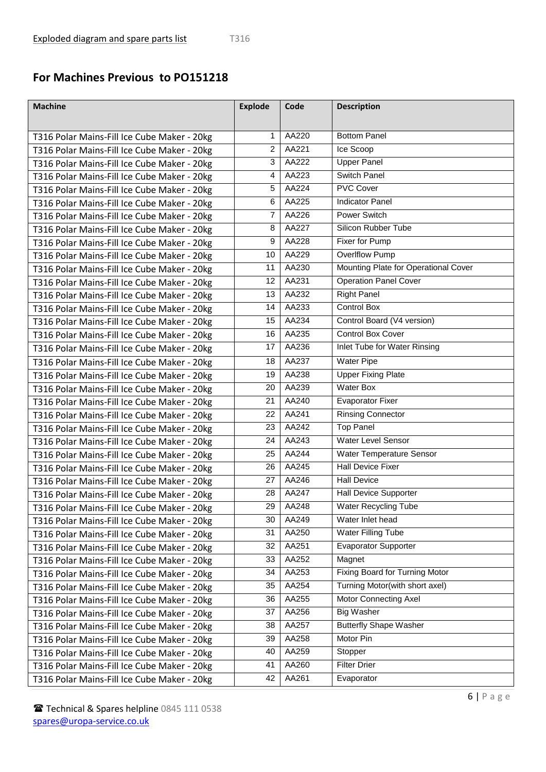Exploded diagram and spare parts list T316

## For Machines Previous to PO151218

| Machine | Explode | Code | Description |
|---|---|---|---|
| T316 Polar Mains-Fill Ice Cube Maker - 20kg | 1 | AA220 | Bottom Panel |
| T316 Polar Mains-Fill Ice Cube Maker - 20kg | 2 | AA221 | Ice Scoop |
| T316 Polar Mains-Fill Ice Cube Maker - 20kg | 3 | AA222 | Upper Panel |
| T316 Polar Mains-Fill Ice Cube Maker - 20kg | 4 | AA223 | Switch Panel |
| T316 Polar Mains-Fill Ice Cube Maker - 20kg | 5 | AA224 | PVC Cover |
| T316 Polar Mains-Fill Ice Cube Maker - 20kg | 6 | AA225 | Indicator Panel |
| T316 Polar Mains-Fill Ice Cube Maker - 20kg | 7 | AA226 | Power Switch |
| T316 Polar Mains-Fill Ice Cube Maker - 20kg | 8 | AA227 | Silicon Rubber Tube |
| T316 Polar Mains-Fill Ice Cube Maker - 20kg | 9 | AA228 | Fixer for Pump |
| T316 Polar Mains-Fill Ice Cube Maker - 20kg | 10 | AA229 | Overlflow Pump |
| T316 Polar Mains-Fill Ice Cube Maker - 20kg | 11 | AA230 | Mounting Plate for Operational Cover |
| T316 Polar Mains-Fill Ice Cube Maker - 20kg | 12 | AA231 | Operation Panel Cover |
| T316 Polar Mains-Fill Ice Cube Maker - 20kg | 13 | AA232 | Right Panel |
| T316 Polar Mains-Fill Ice Cube Maker - 20kg | 14 | AA233 | Control Box |
| T316 Polar Mains-Fill Ice Cube Maker - 20kg | 15 | AA234 | Control Board (V4 version) |
| T316 Polar Mains-Fill Ice Cube Maker - 20kg | 16 | AA235 | Control Box Cover |
| T316 Polar Mains-Fill Ice Cube Maker - 20kg | 17 | AA236 | Inlet Tube for Water Rinsing |
| T316 Polar Mains-Fill Ice Cube Maker - 20kg | 18 | AA237 | Water Pipe |
| T316 Polar Mains-Fill Ice Cube Maker - 20kg | 19 | AA238 | Upper Fixing Plate |
| T316 Polar Mains-Fill Ice Cube Maker - 20kg | 20 | AA239 | Water Box |
| T316 Polar Mains-Fill Ice Cube Maker - 20kg | 21 | AA240 | Evaporator Fixer |
| T316 Polar Mains-Fill Ice Cube Maker - 20kg | 22 | AA241 | Rinsing Connector |
| T316 Polar Mains-Fill Ice Cube Maker - 20kg | 23 | AA242 | Top Panel |
| T316 Polar Mains-Fill Ice Cube Maker - 20kg | 24 | AA243 | Water Level Sensor |
| T316 Polar Mains-Fill Ice Cube Maker - 20kg | 25 | AA244 | Water Temperature Sensor |
| T316 Polar Mains-Fill Ice Cube Maker - 20kg | 26 | AA245 | Hall Device Fixer |
| T316 Polar Mains-Fill Ice Cube Maker - 20kg | 27 | AA246 | Hall Device |
| T316 Polar Mains-Fill Ice Cube Maker - 20kg | 28 | AA247 | Hall Device Supporter |
| T316 Polar Mains-Fill Ice Cube Maker - 20kg | 29 | AA248 | Water Recycling Tube |
| T316 Polar Mains-Fill Ice Cube Maker - 20kg | 30 | AA249 | Water Inlet head |
| T316 Polar Mains-Fill Ice Cube Maker - 20kg | 31 | AA250 | Water Filling Tube |
| T316 Polar Mains-Fill Ice Cube Maker - 20kg | 32 | AA251 | Evaporator Supporter |
| T316 Polar Mains-Fill Ice Cube Maker - 20kg | 33 | AA252 | Magnet |
| T316 Polar Mains-Fill Ice Cube Maker - 20kg | 34 | AA253 | Fixing Board for Turning Motor |
| T316 Polar Mains-Fill Ice Cube Maker - 20kg | 35 | AA254 | Turning Motor(with short axel) |
| T316 Polar Mains-Fill Ice Cube Maker - 20kg | 36 | AA255 | Motor Connecting Axel |
| T316 Polar Mains-Fill Ice Cube Maker - 20kg | 37 | AA256 | Big Washer |
| T316 Polar Mains-Fill Ice Cube Maker - 20kg | 38 | AA257 | Butterfly Shape Washer |
| T316 Polar Mains-Fill Ice Cube Maker - 20kg | 39 | AA258 | Motor Pin |
| T316 Polar Mains-Fill Ice Cube Maker - 20kg | 40 | AA259 | Stopper |
| T316 Polar Mains-Fill Ice Cube Maker - 20kg | 41 | AA260 | Filter Drier |
| T316 Polar Mains-Fill Ice Cube Maker - 20kg | 42 | AA261 | Evaporator |

☎ Technical & Spares helpline 0845 111 0538
spares@uropa-service.co.uk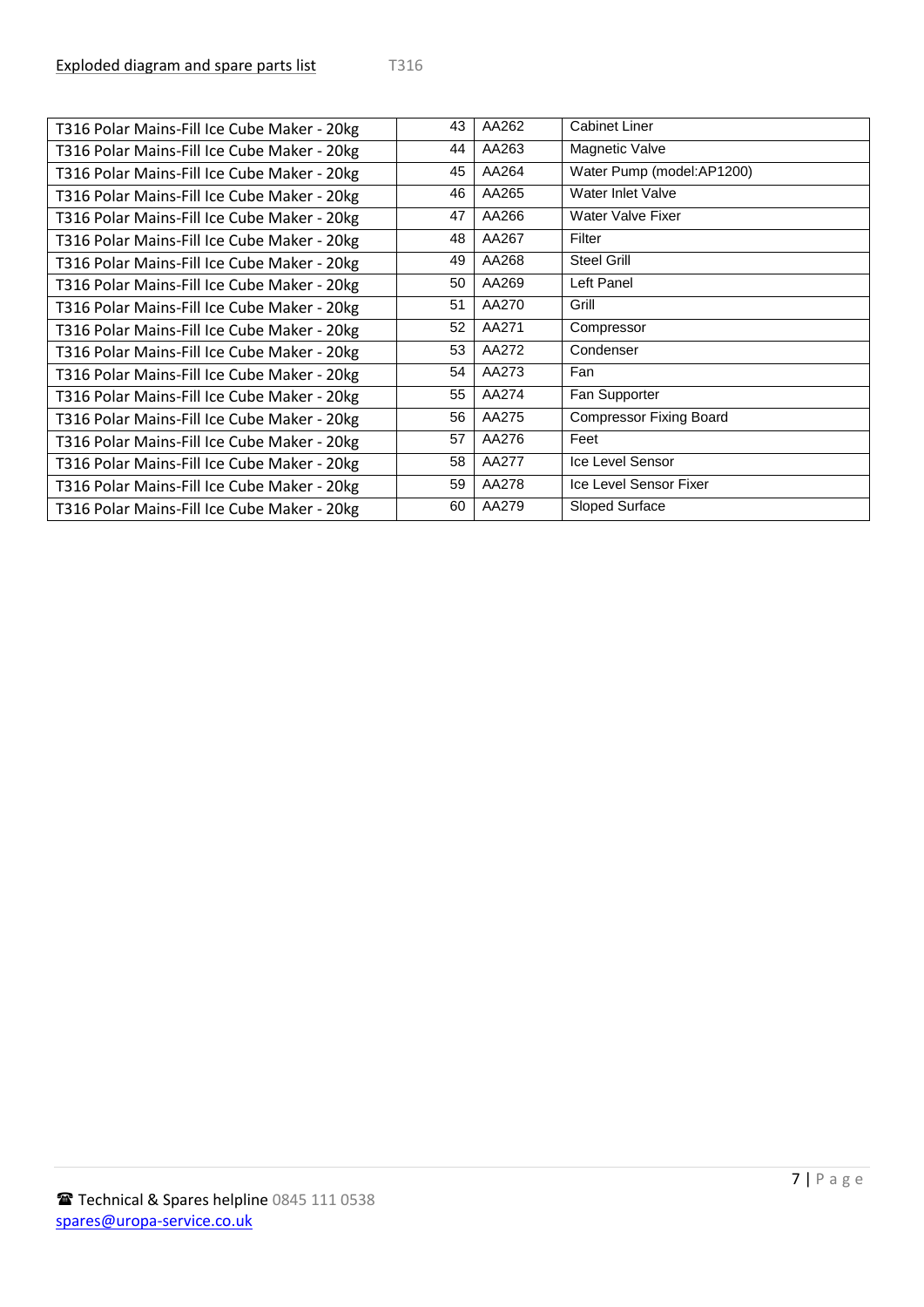| | | | |
|---|---|---|---|
| T316 Polar Mains-Fill Ice Cube Maker - 20kg | 43 | AA262 | Cabinet Liner |
| T316 Polar Mains-Fill Ice Cube Maker - 20kg | 44 | AA263 | Magnetic Valve |
| T316 Polar Mains-Fill Ice Cube Maker - 20kg | 45 | AA264 | Water Pump (model:AP1200) |
| T316 Polar Mains-Fill Ice Cube Maker - 20kg | 46 | AA265 | Water Inlet Valve |
| T316 Polar Mains-Fill Ice Cube Maker - 20kg | 47 | AA266 | Water Valve Fixer |
| T316 Polar Mains-Fill Ice Cube Maker - 20kg | 48 | AA267 | Filter |
| T316 Polar Mains-Fill Ice Cube Maker - 20kg | 49 | AA268 | Steel Grill |
| T316 Polar Mains-Fill Ice Cube Maker - 20kg | 50 | AA269 | Left Panel |
| T316 Polar Mains-Fill Ice Cube Maker - 20kg | 51 | AA270 | Grill |
| T316 Polar Mains-Fill Ice Cube Maker - 20kg | 52 | AA271 | Compressor |
| T316 Polar Mains-Fill Ice Cube Maker - 20kg | 53 | AA272 | Condenser |
| T316 Polar Mains-Fill Ice Cube Maker - 20kg | 54 | AA273 | Fan |
| T316 Polar Mains-Fill Ice Cube Maker - 20kg | 55 | AA274 | Fan Supporter |
| T316 Polar Mains-Fill Ice Cube Maker - 20kg | 56 | AA275 | Compressor Fixing Board |
| T316 Polar Mains-Fill Ice Cube Maker - 20kg | 57 | AA276 | Feet |
| T316 Polar Mains-Fill Ice Cube Maker - 20kg | 58 | AA277 | Ice Level Sensor |
| T316 Polar Mains-Fill Ice Cube Maker - 20kg | 59 | AA278 | Ice Level Sensor Fixer |
| T316 Polar Mains-Fill Ice Cube Maker - 20kg | 60 | AA279 | Sloped Surface |